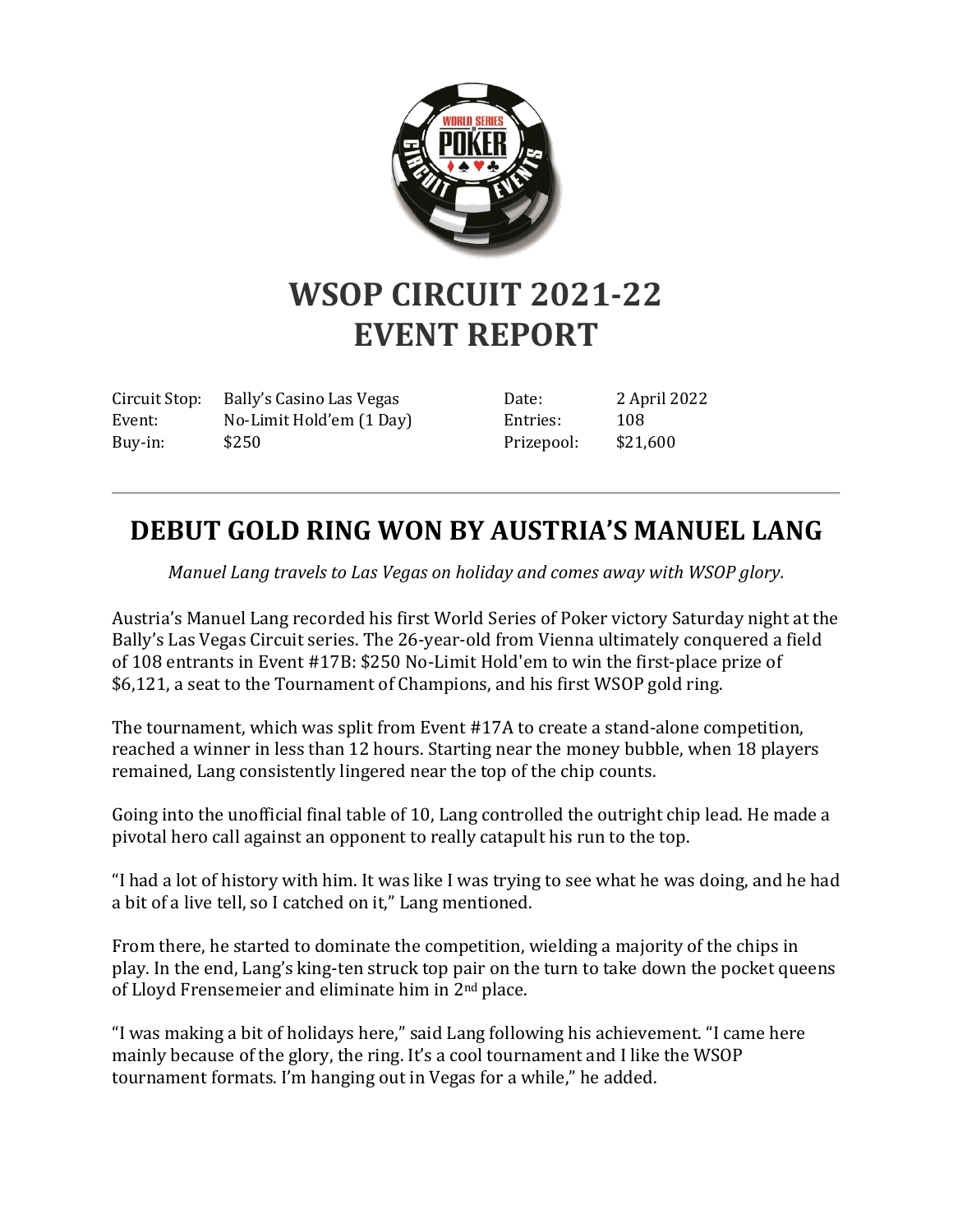# WSOP CIRCUIT 2021-22
# EVENT REPORT

| | | | |
|---|---|---|---|
| Circuit Stop: | Bally's Casino Las Vegas | Date: | 2 April 2022 |
| Event: | No-Limit Hold'em (1 Day) | Entries: | 108 |
| Buy-in: | $250 | Prizepool: | $21,600 |

---

## DEBUT GOLD RING WON BY AUSTRIA'S MANUEL LANG

*Manuel Lang travels to Las Vegas on holiday and comes away with WSOP glory.*

Austria's Manuel Lang recorded his first World Series of Poker victory Saturday night at the Bally's Las Vegas Circuit series. The 26-year-old from Vienna ultimately conquered a field of 108 entrants in Event #17B: $250 No-Limit Hold'em to win the first-place prize of $6,121, a seat to the Tournament of Champions, and his first WSOP gold ring.

The tournament, which was split from Event #17A to create a stand-alone competition, reached a winner in less than 12 hours. Starting near the money bubble, when 18 players remained, Lang consistently lingered near the top of the chip counts.

Going into the unofficial final table of 10, Lang controlled the outright chip lead. He made a pivotal hero call against an opponent to really catapult his run to the top.

"I had a lot of history with him. It was like I was trying to see what he was doing, and he had a bit of a live tell, so I catched on it," Lang mentioned.

From there, he started to dominate the competition, wielding a majority of the chips in play. In the end, Lang's king-ten struck top pair on the turn to take down the pocket queens of Lloyd Frensemeier and eliminate him in 2nd place.

"I was making a bit of holidays here," said Lang following his achievement. "I came here mainly because of the glory, the ring. It's a cool tournament and I like the WSOP tournament formats. I'm hanging out in Vegas for a while," he added.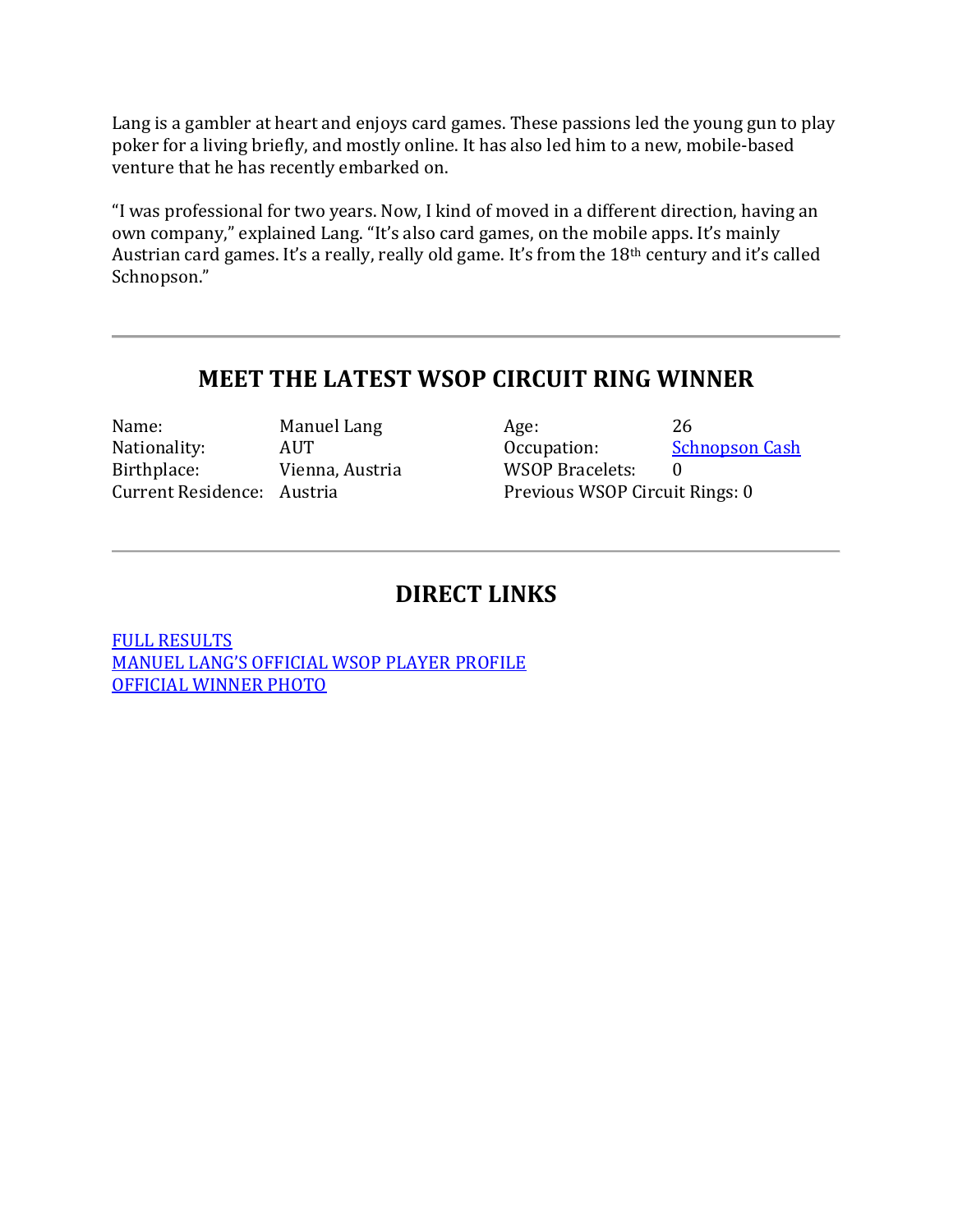Lang is a gambler at heart and enjoys card games. These passions led the young gun to play poker for a living briefly, and mostly online. It has also led him to a new, mobile-based venture that he has recently embarked on.

"I was professional for two years. Now, I kind of moved in a different direction, having an own company," explained Lang. "It's also card games, on the mobile apps. It's mainly Austrian card games. It's a really, really old game. It's from the 18th century and it's called Schnopson."

---

## MEET THE LATEST WSOP CIRCUIT RING WINNER

| | | | |
|---|---|---|---|
| Name: | Manuel Lang | Age: | 26 |
| Nationality: | AUT | Occupation: | Schnopson Cash |
| Birthplace: | Vienna, Austria | WSOP Bracelets: | 0 |
| Current Residence: | Austria | Previous WSOP Circuit Rings: | 0 |

---

## DIRECT LINKS

FULL RESULTS
MANUEL LANG'S OFFICIAL WSOP PLAYER PROFILE
OFFICIAL WINNER PHOTO